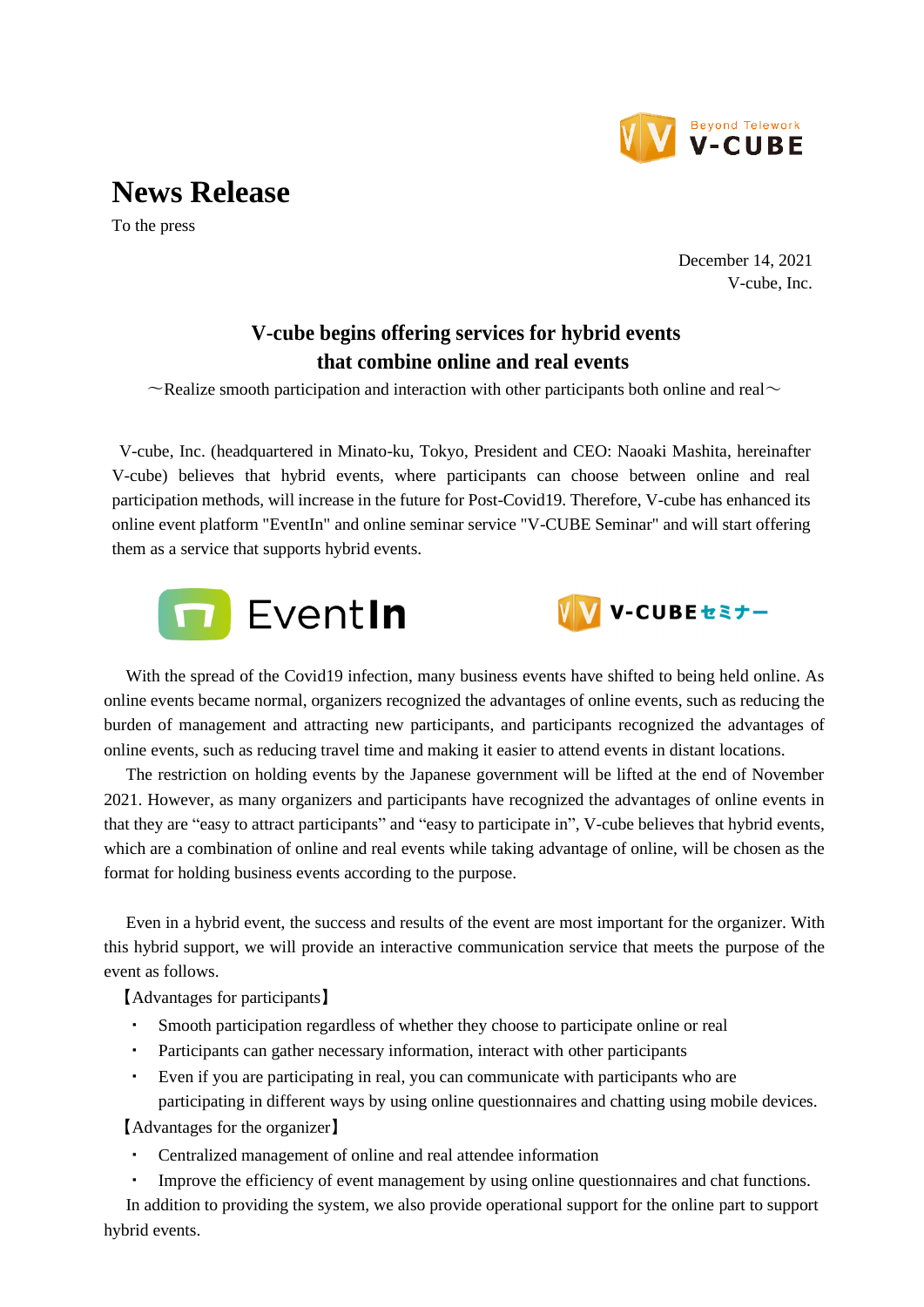# News Release

To the press

December 14, 2021
V-cube, Inc.

## V-cube begins offering services for hybrid events that combine online and real events

～Realize smooth participation and interaction with other participants both online and real～

V-cube, Inc. (headquartered in Minato-ku, Tokyo, President and CEO: Naoaki Mashita, hereinafter V-cube) believes that hybrid events, where participants can choose between online and real participation methods, will increase in the future for Post-Covid19. Therefore, V-cube has enhanced its online event platform "EventIn" and online seminar service "V-CUBE Seminar" and will start offering them as a service that supports hybrid events.

With the spread of the Covid19 infection, many business events have shifted to being held online. As online events became normal, organizers recognized the advantages of online events, such as reducing the burden of management and attracting new participants, and participants recognized the advantages of online events, such as reducing travel time and making it easier to attend events in distant locations.

The restriction on holding events by the Japanese government will be lifted at the end of November 2021. However, as many organizers and participants have recognized the advantages of online events in that they are "easy to attract participants" and "easy to participate in", V-cube believes that hybrid events, which are a combination of online and real events while taking advantage of online, will be chosen as the format for holding business events according to the purpose.

Even in a hybrid event, the success and results of the event are most important for the organizer. With this hybrid support, we will provide an interactive communication service that meets the purpose of the event as follows.

【Advantages for participants】

- Smooth participation regardless of whether they choose to participate online or real
- Participants can gather necessary information, interact with other participants
- Even if you are participating in real, you can communicate with participants who are participating in different ways by using online questionnaires and chatting using mobile devices.

【Advantages for the organizer】

- Centralized management of online and real attendee information
- Improve the efficiency of event management by using online questionnaires and chat functions.

In addition to providing the system, we also provide operational support for the online part to support hybrid events.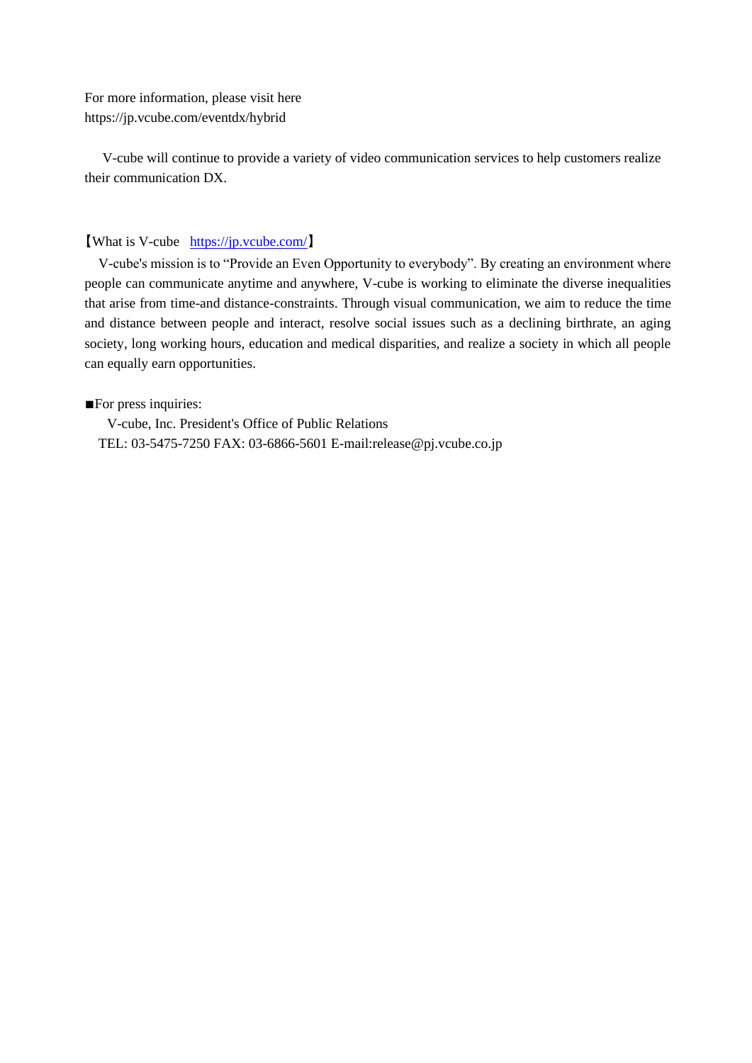For more information, please visit here
https://jp.vcube.com/eventdx/hybrid

V-cube will continue to provide a variety of video communication services to help customers realize their communication DX.

【What is V-cube https://jp.vcube.com/】

V-cube's mission is to "Provide an Even Opportunity to everybody". By creating an environment where people can communicate anytime and anywhere, V-cube is working to eliminate the diverse inequalities that arise from time-and distance-constraints. Through visual communication, we aim to reduce the time and distance between people and interact, resolve social issues such as a declining birthrate, an aging society, long working hours, education and medical disparities, and realize a society in which all people can equally earn opportunities.

■For press inquiries:

V-cube, Inc. President's Office of Public Relations
TEL: 03-5475-7250 FAX: 03-6866-5601 E-mail:release@pj.vcube.co.jp